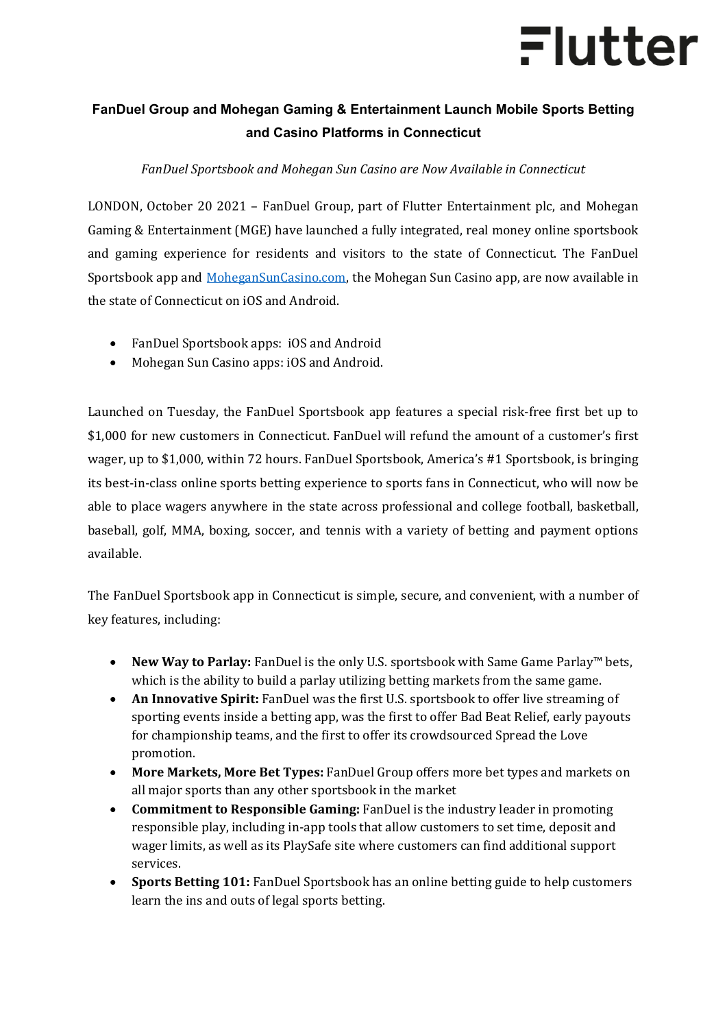Flutter

## FanDuel Group and Mohegan Gaming & Entertainment Launch Mobile Sports Betting and Casino Platforms in Connecticut

*FanDuel Sportsbook and Mohegan Sun Casino are Now Available in Connecticut*

LONDON, October 20 2021 – FanDuel Group, part of Flutter Entertainment plc, and Mohegan Gaming & Entertainment (MGE) have launched a fully integrated, real money online sportsbook and gaming experience for residents and visitors to the state of Connecticut. The FanDuel Sportsbook app and [MoheganSunCasino.com](MoheganSunCasino.com), the Mohegan Sun Casino app, are now available in the state of Connecticut on iOS and Android.

- FanDuel Sportsbook apps: iOS and Android
- Mohegan Sun Casino apps: iOS and Android.

Launched on Tuesday, the FanDuel Sportsbook app features a special risk-free first bet up to $1,000 for new customers in Connecticut. FanDuel will refund the amount of a customer's first wager, up to $1,000, within 72 hours. FanDuel Sportsbook, America's #1 Sportsbook, is bringing its best-in-class online sports betting experience to sports fans in Connecticut, who will now be able to place wagers anywhere in the state across professional and college football, basketball, baseball, golf, MMA, boxing, soccer, and tennis with a variety of betting and payment options available.

The FanDuel Sportsbook app in Connecticut is simple, secure, and convenient, with a number of key features, including:

- **New Way to Parlay:** FanDuel is the only U.S. sportsbook with Same Game Parlay™ bets, which is the ability to build a parlay utilizing betting markets from the same game.
- **An Innovative Spirit:** FanDuel was the first U.S. sportsbook to offer live streaming of sporting events inside a betting app, was the first to offer Bad Beat Relief, early payouts for championship teams, and the first to offer its crowdsourced Spread the Love promotion.
- **More Markets, More Bet Types:** FanDuel Group offers more bet types and markets on all major sports than any other sportsbook in the market
- **Commitment to Responsible Gaming:** FanDuel is the industry leader in promoting responsible play, including in-app tools that allow customers to set time, deposit and wager limits, as well as its PlaySafe site where customers can find additional support services.
- **Sports Betting 101:** FanDuel Sportsbook has an online betting guide to help customers learn the ins and outs of legal sports betting.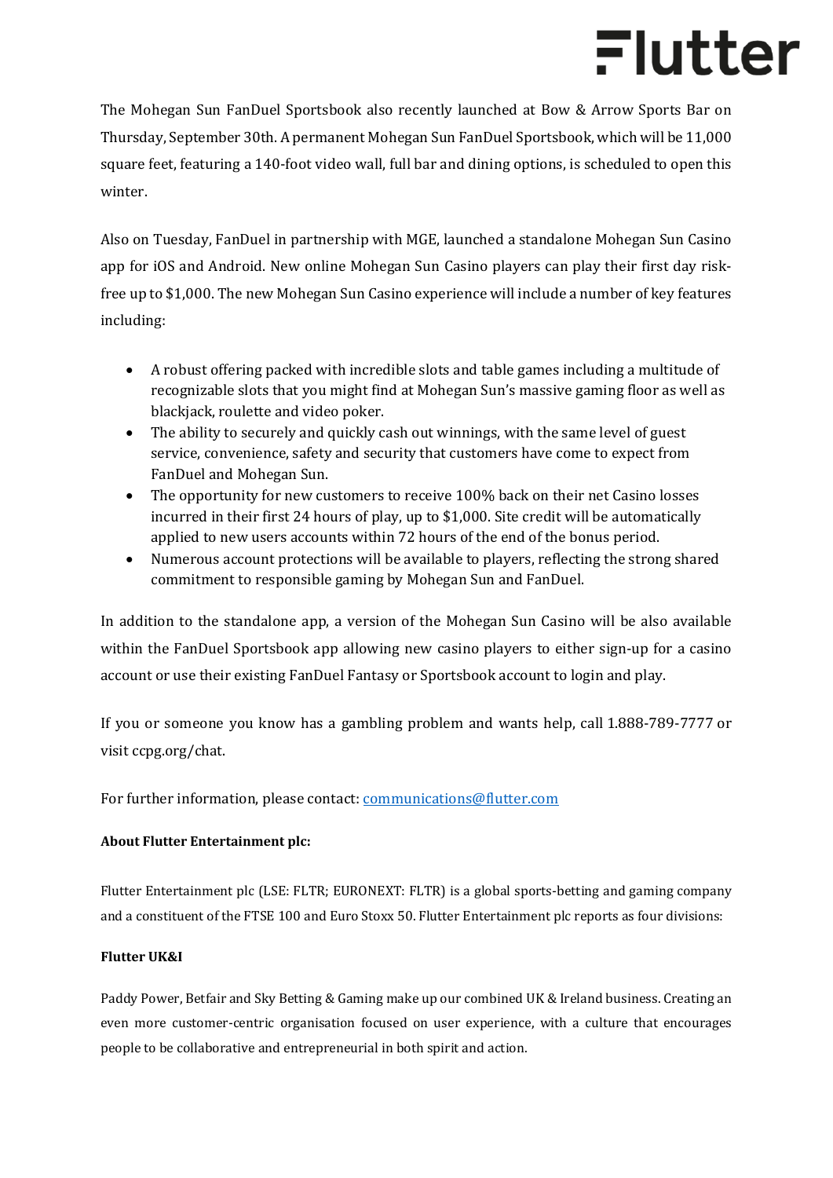The Mohegan Sun FanDuel Sportsbook also recently launched at Bow & Arrow Sports Bar on Thursday, September 30th. A permanent Mohegan Sun FanDuel Sportsbook, which will be 11,000 square feet, featuring a 140-foot video wall, full bar and dining options, is scheduled to open this winter.

Also on Tuesday, FanDuel in partnership with MGE, launched a standalone Mohegan Sun Casino app for iOS and Android. New online Mohegan Sun Casino players can play their first day risk-free up to $1,000. The new Mohegan Sun Casino experience will include a number of key features including:

- A robust offering packed with incredible slots and table games including a multitude of recognizable slots that you might find at Mohegan Sun's massive gaming floor as well as blackjack, roulette and video poker.
- The ability to securely and quickly cash out winnings, with the same level of guest service, convenience, safety and security that customers have come to expect from FanDuel and Mohegan Sun.
- The opportunity for new customers to receive 100% back on their net Casino losses incurred in their first 24 hours of play, up to $1,000. Site credit will be automatically applied to new users accounts within 72 hours of the end of the bonus period.
- Numerous account protections will be available to players, reflecting the strong shared commitment to responsible gaming by Mohegan Sun and FanDuel.

In addition to the standalone app, a version of the Mohegan Sun Casino will be also available within the FanDuel Sportsbook app allowing new casino players to either sign-up for a casino account or use their existing FanDuel Fantasy or Sportsbook account to login and play.

If you or someone you know has a gambling problem and wants help, call 1.888-789-7777 or visit ccpg.org/chat.

For further information, please contact: communications@flutter.com

**About Flutter Entertainment plc:**

Flutter Entertainment plc (LSE: FLTR; EURONEXT: FLTR) is a global sports-betting and gaming company and a constituent of the FTSE 100 and Euro Stoxx 50. Flutter Entertainment plc reports as four divisions:

**Flutter UK&I**

Paddy Power, Betfair and Sky Betting & Gaming make up our combined UK & Ireland business. Creating an even more customer-centric organisation focused on user experience, with a culture that encourages people to be collaborative and entrepreneurial in both spirit and action.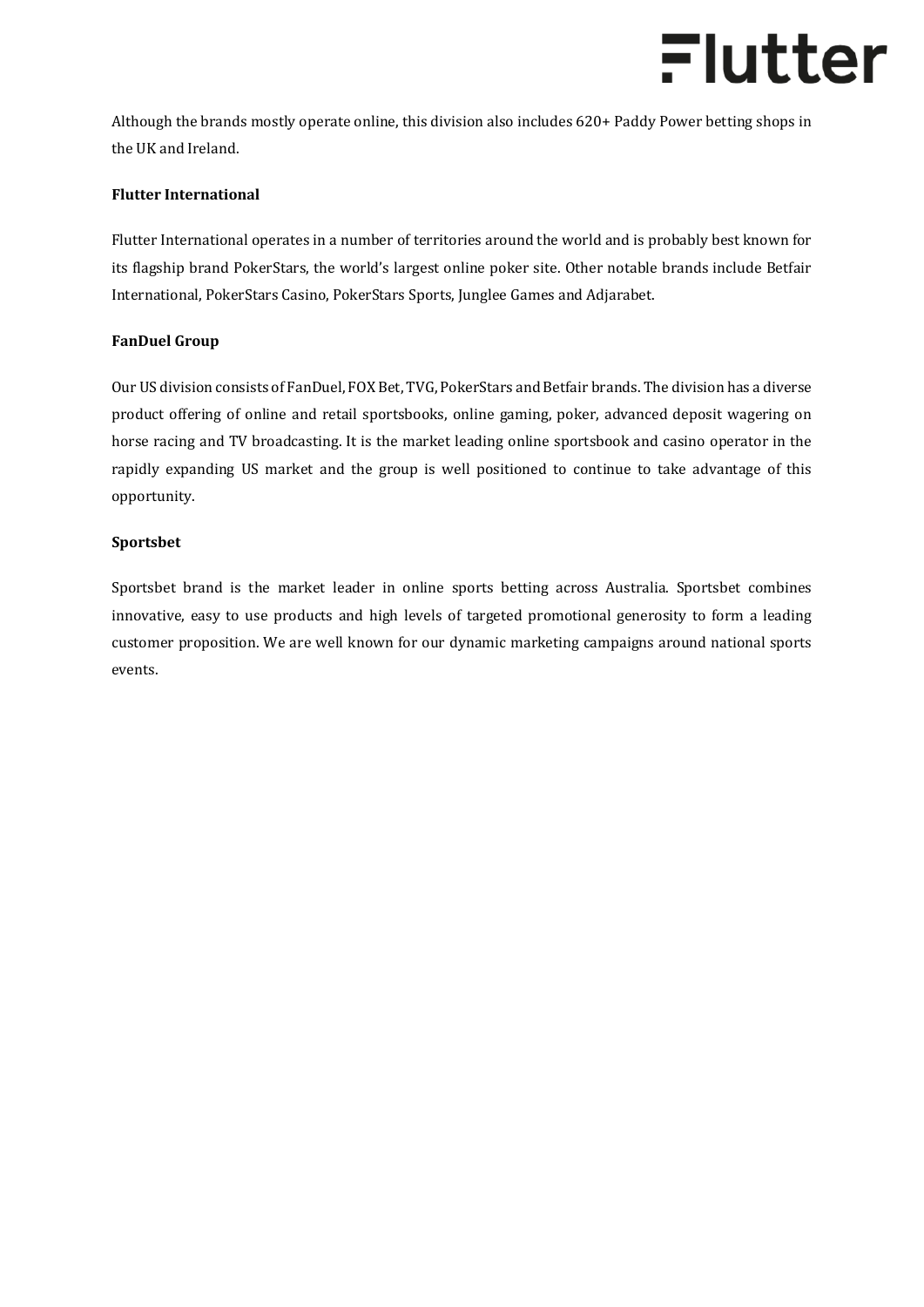Although the brands mostly operate online, this division also includes 620+ Paddy Power betting shops in the UK and Ireland.

**Flutter International**

Flutter International operates in a number of territories around the world and is probably best known for its flagship brand PokerStars, the world's largest online poker site. Other notable brands include Betfair International, PokerStars Casino, PokerStars Sports, Junglee Games and Adjarabet.

**FanDuel Group**

Our US division consists of FanDuel, FOX Bet, TVG, PokerStars and Betfair brands. The division has a diverse product offering of online and retail sportsbooks, online gaming, poker, advanced deposit wagering on horse racing and TV broadcasting. It is the market leading online sportsbook and casino operator in the rapidly expanding US market and the group is well positioned to continue to take advantage of this opportunity.

**Sportsbet**

Sportsbet brand is the market leader in online sports betting across Australia. Sportsbet combines innovative, easy to use products and high levels of targeted promotional generosity to form a leading customer proposition. We are well known for our dynamic marketing campaigns around national sports events.